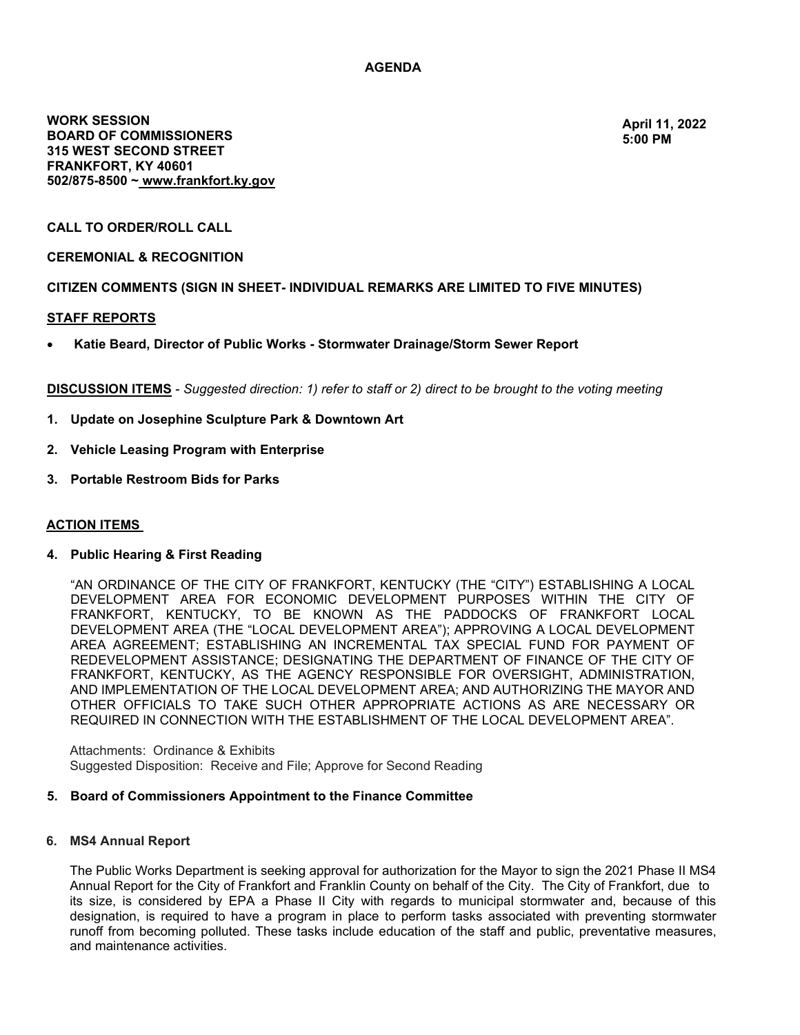# AGENDA

**WORK SESSION**
**BOARD OF COMMISSIONERS**
**315 WEST SECOND STREET**
**FRANKFORT, KY 40601**
**502/875-8500 ~ www.frankfort.ky.gov**

**April 11, 2022**
**5:00 PM**

**CALL TO ORDER/ROLL CALL**

**CEREMONIAL & RECOGNITION**

**CITIZEN COMMENTS (SIGN IN SHEET- INDIVIDUAL REMARKS ARE LIMITED TO FIVE MINUTES)**

## STAFF REPORTS

- **Katie Beard, Director of Public Works - Stormwater Drainage/Storm Sewer Report**

**DISCUSSION ITEMS** - *Suggested direction: 1) refer to staff or 2) direct to be brought to the voting meeting*

1. **Update on Josephine Sculpture Park & Downtown Art**
2. **Vehicle Leasing Program with Enterprise**
3. **Portable Restroom Bids for Parks**

## ACTION ITEMS

4. **Public Hearing & First Reading**

   "AN ORDINANCE OF THE CITY OF FRANKFORT, KENTUCKY (THE "CITY") ESTABLISHING A LOCAL DEVELOPMENT AREA FOR ECONOMIC DEVELOPMENT PURPOSES WITHIN THE CITY OF FRANKFORT, KENTUCKY, TO BE KNOWN AS THE PADDOCKS OF FRANKFORT LOCAL DEVELOPMENT AREA (THE "LOCAL DEVELOPMENT AREA"); APPROVING A LOCAL DEVELOPMENT AREA AGREEMENT; ESTABLISHING AN INCREMENTAL TAX SPECIAL FUND FOR PAYMENT OF REDEVELOPMENT ASSISTANCE; DESIGNATING THE DEPARTMENT OF FINANCE OF THE CITY OF FRANKFORT, KENTUCKY, AS THE AGENCY RESPONSIBLE FOR OVERSIGHT, ADMINISTRATION, AND IMPLEMENTATION OF THE LOCAL DEVELOPMENT AREA; AND AUTHORIZING THE MAYOR AND OTHER OFFICIALS TO TAKE SUCH OTHER APPROPRIATE ACTIONS AS ARE NECESSARY OR REQUIRED IN CONNECTION WITH THE ESTABLISHMENT OF THE LOCAL DEVELOPMENT AREA".

   Attachments: Ordinance & Exhibits
   Suggested Disposition: Receive and File; Approve for Second Reading

5. **Board of Commissioners Appointment to the Finance Committee**

6. **MS4 Annual Report**

   The Public Works Department is seeking approval for authorization for the Mayor to sign the 2021 Phase II MS4 Annual Report for the City of Frankfort and Franklin County on behalf of the City. The City of Frankfort, due to its size, is considered by EPA a Phase II City with regards to municipal stormwater and, because of this designation, is required to have a program in place to perform tasks associated with preventing stormwater runoff from becoming polluted. These tasks include education of the staff and public, preventative measures, and maintenance activities.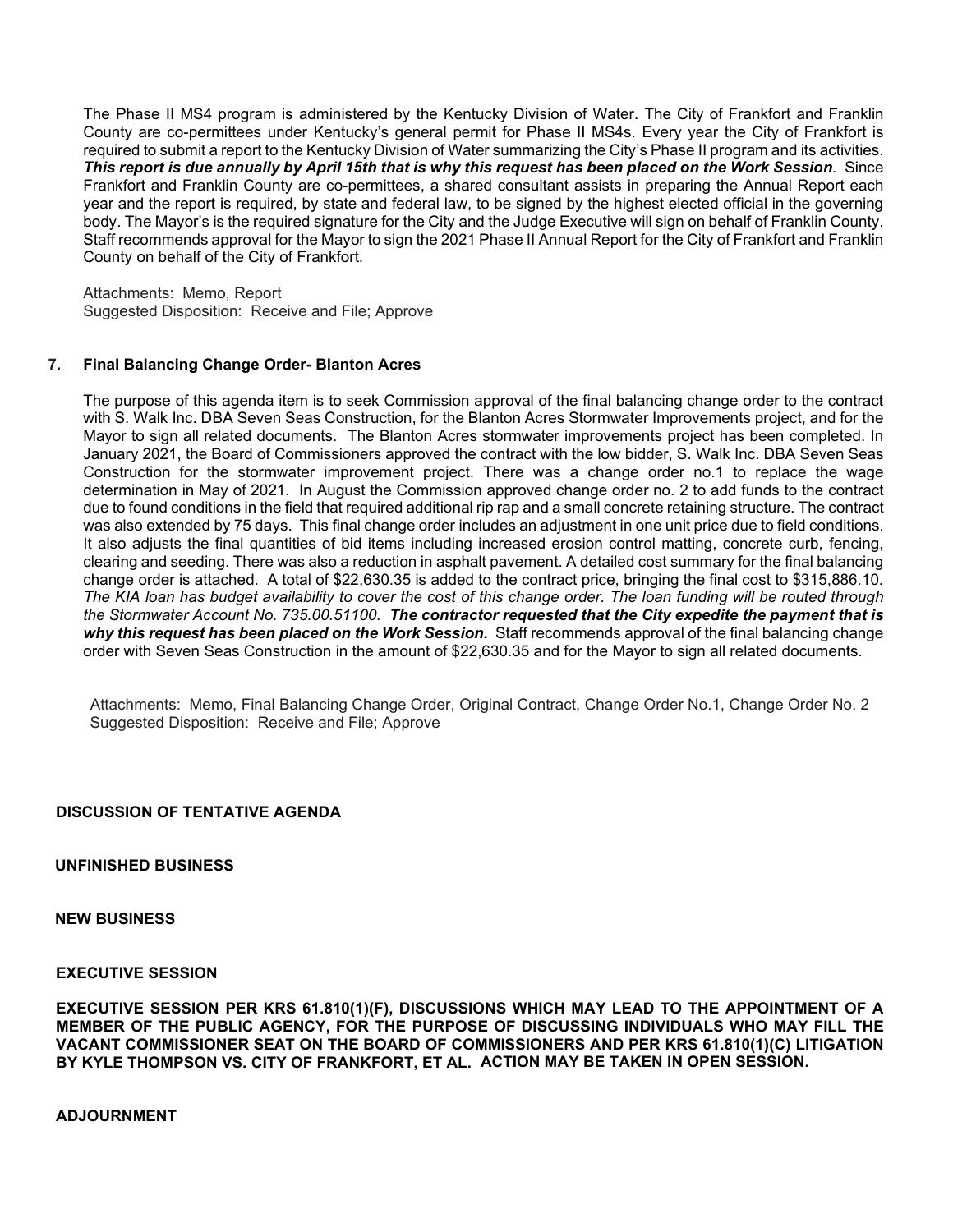The Phase II MS4 program is administered by the Kentucky Division of Water. The City of Frankfort and Franklin County are co-permittees under Kentucky's general permit for Phase II MS4s. Every year the City of Frankfort is required to submit a report to the Kentucky Division of Water summarizing the City's Phase II program and its activities. ***This report is due annually by April 15th that is why this request has been placed on the Work Session.*** Since Frankfort and Franklin County are co-permittees, a shared consultant assists in preparing the Annual Report each year and the report is required, by state and federal law, to be signed by the highest elected official in the governing body. The Mayor's is the required signature for the City and the Judge Executive will sign on behalf of Franklin County. Staff recommends approval for the Mayor to sign the 2021 Phase II Annual Report for the City of Frankfort and Franklin County on behalf of the City of Frankfort.

Attachments: Memo, Report
Suggested Disposition: Receive and File; Approve

**7. Final Balancing Change Order- Blanton Acres**

The purpose of this agenda item is to seek Commission approval of the final balancing change order to the contract with S. Walk Inc. DBA Seven Seas Construction, for the Blanton Acres Stormwater Improvements project, and for the Mayor to sign all related documents. The Blanton Acres stormwater improvements project has been completed. In January 2021, the Board of Commissioners approved the contract with the low bidder, S. Walk Inc. DBA Seven Seas Construction for the stormwater improvement project. There was a change order no.1 to replace the wage determination in May of 2021. In August the Commission approved change order no. 2 to add funds to the contract due to found conditions in the field that required additional rip rap and a small concrete retaining structure. The contract was also extended by 75 days. This final change order includes an adjustment in one unit price due to field conditions. It also adjusts the final quantities of bid items including increased erosion control matting, concrete curb, fencing, clearing and seeding. There was also a reduction in asphalt pavement. A detailed cost summary for the final balancing change order is attached. A total of $22,630.35 is added to the contract price, bringing the final cost to $315,886.10. *The KIA loan has budget availability to cover the cost of this change order. The loan funding will be routed through the Stormwater Account No. 735.00.51100.* ***The contractor requested that the City expedite the payment that is why this request has been placed on the Work Session.*** Staff recommends approval of the final balancing change order with Seven Seas Construction in the amount of $22,630.35 and for the Mayor to sign all related documents.

Attachments: Memo, Final Balancing Change Order, Original Contract, Change Order No.1, Change Order No. 2
Suggested Disposition: Receive and File; Approve

**DISCUSSION OF TENTATIVE AGENDA**

**UNFINISHED BUSINESS**

**NEW BUSINESS**

**EXECUTIVE SESSION**

**EXECUTIVE SESSION PER KRS 61.810(1)(F), DISCUSSIONS WHICH MAY LEAD TO THE APPOINTMENT OF A MEMBER OF THE PUBLIC AGENCY, FOR THE PURPOSE OF DISCUSSING INDIVIDUALS WHO MAY FILL THE VACANT COMMISSIONER SEAT ON THE BOARD OF COMMISSIONERS AND PER KRS 61.810(1)(C) LITIGATION BY KYLE THOMPSON VS. CITY OF FRANKFORT, ET AL. ACTION MAY BE TAKEN IN OPEN SESSION.**

**ADJOURNMENT**